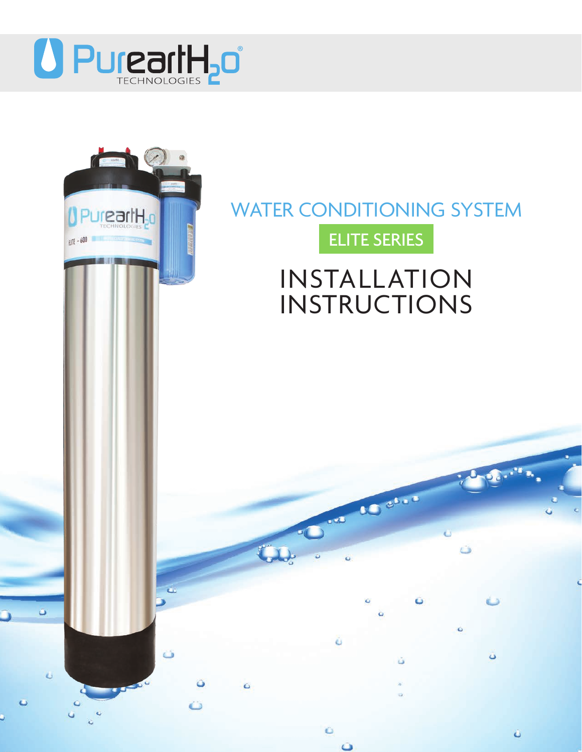# PurearthH2O TECHNOLOGIES

## WATER CONDITIONING SYSTEM

**ELITE SERIES**

# INSTALLATION INSTRUCTIONS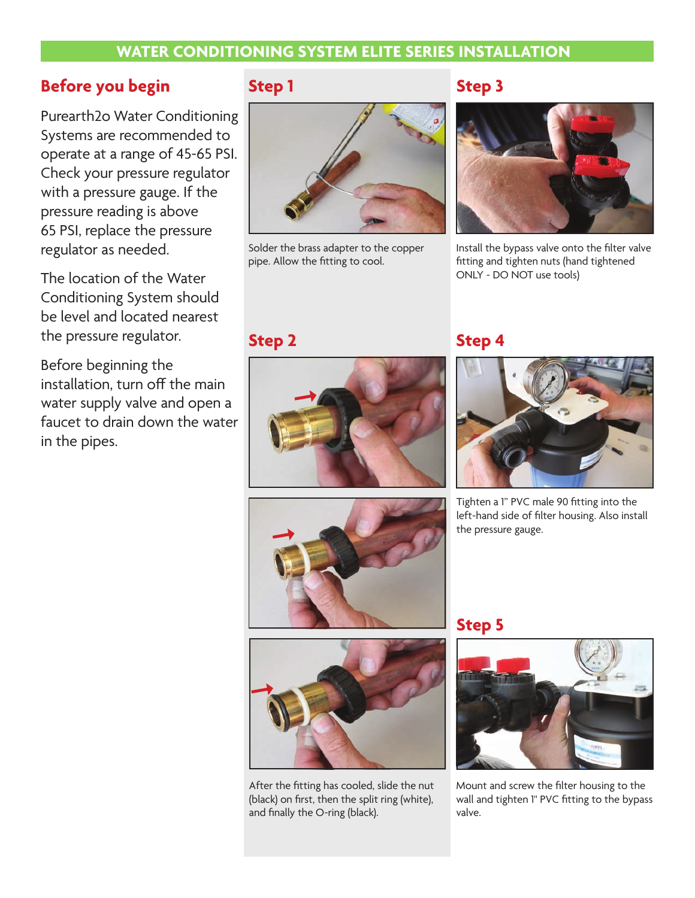# WATER CONDITIONING SYSTEM ELITE SERIES INSTALLATION

## Before you begin

Purearth2o Water Conditioning Systems are recommended to operate at a range of 45-65 PSI. Check your pressure regulator with a pressure gauge. If the pressure reading is above 65 PSI, replace the pressure regulator as needed.

The location of the Water Conditioning System should be level and located nearest the pressure regulator.

Before beginning the installation, turn off the main water supply valve and open a faucet to drain down the water in the pipes.

## Step 1

Solder the brass adapter to the copper pipe. Allow the fitting to cool.

## Step 2

After the fitting has cooled, slide the nut (black) on first, then the split ring (white), and finally the O-ring (black).

## Step 3

Install the bypass valve onto the filter valve fitting and tighten nuts (hand tightened ONLY - DO NOT use tools)

## Step 4

Tighten a 1" PVC male 90 fitting into the left-hand side of filter housing. Also install the pressure gauge.

## Step 5

Mount and screw the filter housing to the wall and tighten 1" PVC fitting to the bypass valve.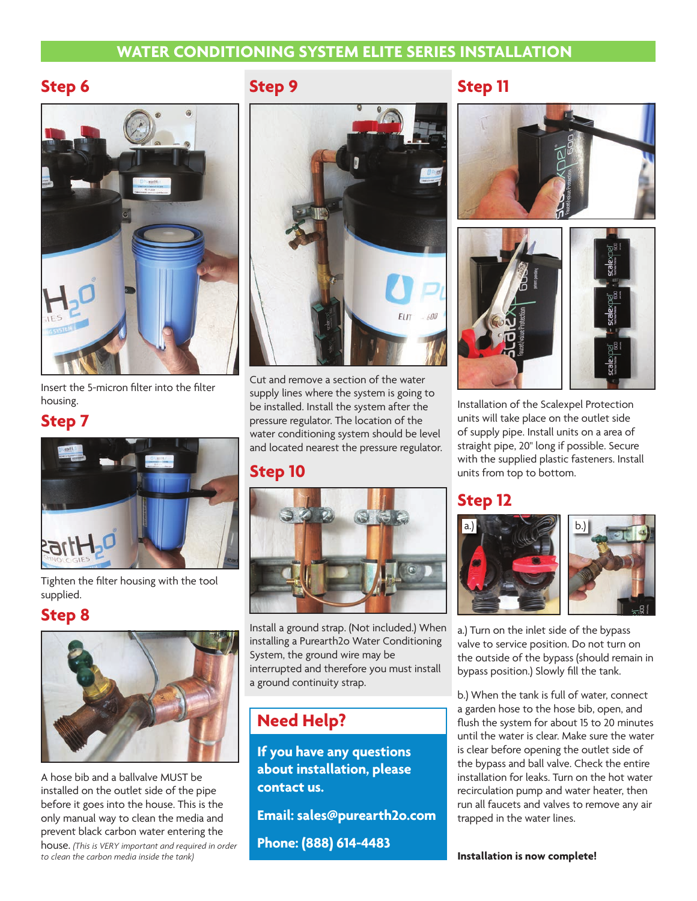# WATER CONDITIONING SYSTEM ELITE SERIES INSTALLATION

## Step 6

Insert the 5-micron filter into the filter housing.

## Step 7

Tighten the filter housing with the tool supplied.

## Step 8

A hose bib and a ballvalve MUST be installed on the outlet side of the pipe before it goes into the house. This is the only manual way to clean the media and prevent black carbon water entering the house. *(This is VERY important and required in order to clean the carbon media inside the tank)*

## Step 9

Cut and remove a section of the water supply lines where the system is going to be installed. Install the system after the pressure regulator. The location of the water conditioning system should be level and located nearest the pressure regulator.

## Step 10

Install a ground strap. (Not included.) When installing a Purearth2o Water Conditioning System, the ground wire may be interrupted and therefore you must install a ground continuity strap.

## Need Help?

**If you have any questions about installation, please contact us.**

**Email: sales@purearth2o.com**

**Phone: (888) 614-4483**

## Step 11

Installation of the Scalexpel Protection units will take place on the outlet side of supply pipe. Install units on a area of straight pipe, 20" long if possible. Secure with the supplied plastic fasteners. Install units from top to bottom.

## Step 12

a.) Turn on the inlet side of the bypass valve to service position. Do not turn on the outside of the bypass (should remain in bypass position.) Slowly fill the tank.

b.) When the tank is full of water, connect a garden hose to the hose bib, open, and flush the system for about 15 to 20 minutes until the water is clear. Make sure the water is clear before opening the outlet side of the bypass and ball valve. Check the entire installation for leaks. Turn on the hot water recirculation pump and water heater, then run all faucets and valves to remove any air trapped in the water lines.

**Installation is now complete!**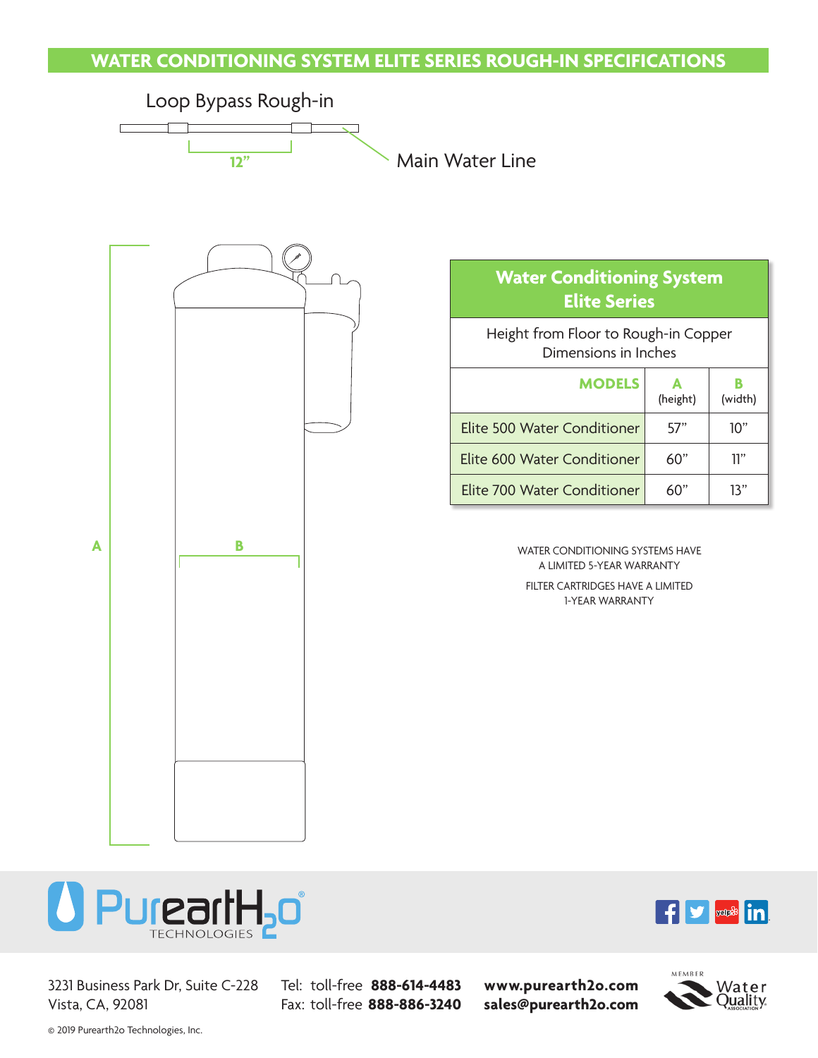# WATER CONDITIONING SYSTEM ELITE SERIES ROUGH-IN SPECIFICATIONS

Loop Bypass Rough-in

12"

Main Water Line

A

B

| Water Conditioning System Elite Series | | |
|---|---|---|
| Height from Floor to Rough-in Copper Dimensions in Inches | | |
| **MODELS** | **A** (height) | **B** (width) |
| Elite 500 Water Conditioner | 57" | 10" |
| Elite 600 Water Conditioner | 60" | 11" |
| Elite 700 Water Conditioner | 60" | 13" |

WATER CONDITIONING SYSTEMS HAVE A LIMITED 5-YEAR WARRANTY

FILTER CARTRIDGES HAVE A LIMITED 1-YEAR WARRANTY

PurearthH2O® TECHNOLOGIES

3231 Business Park Dr, Suite C-228
Vista, CA, 92081

Tel: toll-free **888-614-4483**
Fax: toll-free **888-886-3240**

**www.purearth2o.com**
**sales@purearth2o.com**

MEMBER Water Quality ASSOCIATION

© 2019 Purearth2o Technologies, Inc.